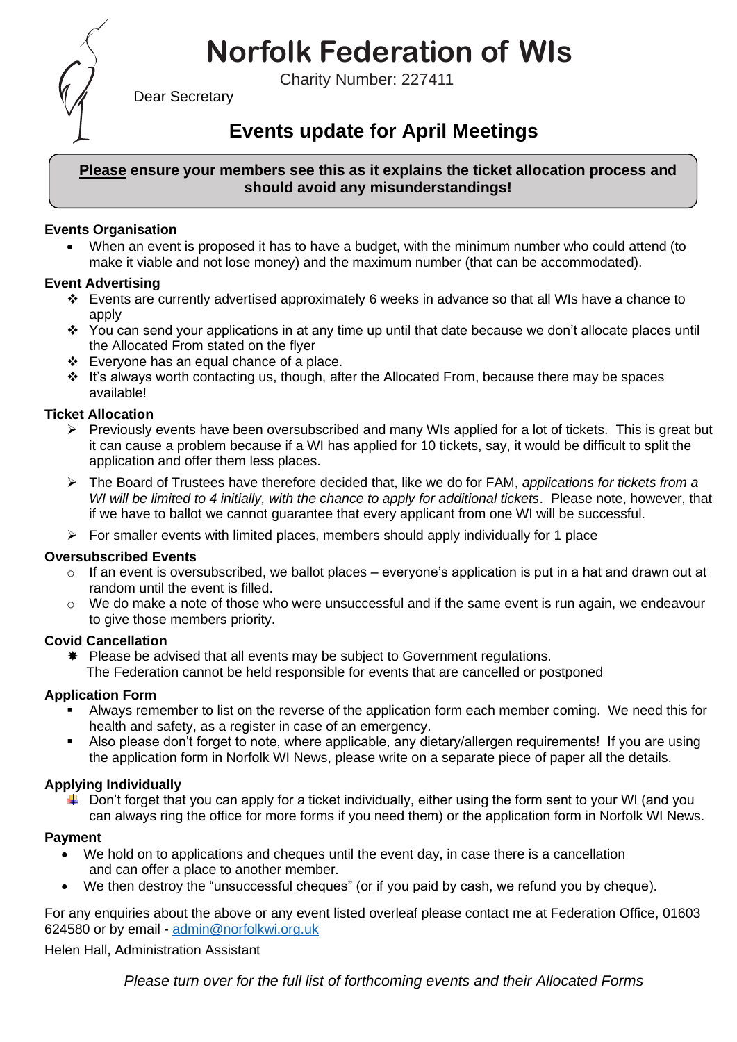# Norfolk Federation of WIs

Charity Number: 227411

Dear Secretary

## Events update for April Meetings

**Please ensure your members see this as it explains the ticket allocation process and should avoid any misunderstandings!**

**Events Organisation**

- When an event is proposed it has to have a budget, with the minimum number who could attend (to make it viable and not lose money) and the maximum number (that can be accommodated).

**Event Advertising**

- Events are currently advertised approximately 6 weeks in advance so that all WIs have a chance to apply
- You can send your applications in at any time up until that date because we don't allocate places until the Allocated From stated on the flyer
- Everyone has an equal chance of a place.
- It's always worth contacting us, though, after the Allocated From, because there may be spaces available!

**Ticket Allocation**

- Previously events have been oversubscribed and many WIs applied for a lot of tickets. This is great but it can cause a problem because if a WI has applied for 10 tickets, say, it would be difficult to split the application and offer them less places.
- The Board of Trustees have therefore decided that, like we do for FAM, *applications for tickets from a WI will be limited to 4 initially, with the chance to apply for additional tickets*. Please note, however, that if we have to ballot we cannot guarantee that every applicant from one WI will be successful.
- For smaller events with limited places, members should apply individually for 1 place

**Oversubscribed Events**

- If an event is oversubscribed, we ballot places – everyone's application is put in a hat and drawn out at random until the event is filled.
- We do make a note of those who were unsuccessful and if the same event is run again, we endeavour to give those members priority.

**Covid Cancellation**

- Please be advised that all events may be subject to Government regulations. The Federation cannot be held responsible for events that are cancelled or postponed

**Application Form**

- Always remember to list on the reverse of the application form each member coming. We need this for health and safety, as a register in case of an emergency.
- Also please don't forget to note, where applicable, any dietary/allergen requirements! If you are using the application form in Norfolk WI News, please write on a separate piece of paper all the details.

**Applying Individually**

- Don't forget that you can apply for a ticket individually, either using the form sent to your WI (and you can always ring the office for more forms if you need them) or the application form in Norfolk WI News.

**Payment**

- We hold on to applications and cheques until the event day, in case there is a cancellation and can offer a place to another member.
- We then destroy the "unsuccessful cheques" (or if you paid by cash, we refund you by cheque).

For any enquiries about the above or any event listed overleaf please contact me at Federation Office, 01603 624580 or by email - admin@norfolkwi.org.uk

Helen Hall, Administration Assistant

*Please turn over for the full list of forthcoming events and their Allocated Forms*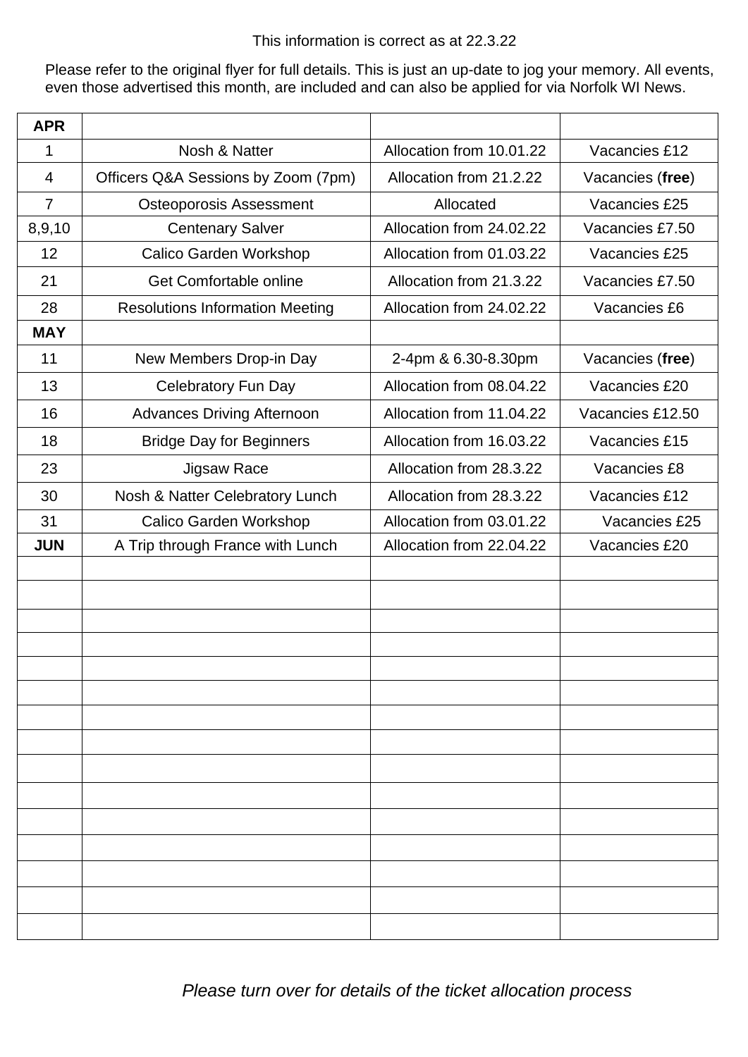This information is correct as at 22.3.22

Please refer to the original flyer for full details. This is just an up-date to jog your memory. All events, even those advertised this month, are included and can also be applied for via Norfolk WI News.

| | | | |
|---|---|---|---|
| **APR** | | | |
| 1 | Nosh & Natter | Allocation from 10.01.22 | Vacancies £12 |
| 4 | Officers Q&A Sessions by Zoom (7pm) | Allocation from 21.2.22 | Vacancies (**free**) |
| 7 | Osteoporosis Assessment | Allocated | Vacancies £25 |
| 8,9,10 | Centenary Salver | Allocation from 24.02.22 | Vacancies £7.50 |
| 12 | Calico Garden Workshop | Allocation from 01.03.22 | Vacancies £25 |
| 21 | Get Comfortable online | Allocation from 21.3.22 | Vacancies £7.50 |
| 28 | Resolutions Information Meeting | Allocation from 24.02.22 | Vacancies £6 |
| **MAY** | | | |
| 11 | New Members Drop-in Day | 2-4pm & 6.30-8.30pm | Vacancies (**free**) |
| 13 | Celebratory Fun Day | Allocation from 08.04.22 | Vacancies £20 |
| 16 | Advances Driving Afternoon | Allocation from 11.04.22 | Vacancies £12.50 |
| 18 | Bridge Day for Beginners | Allocation from 16.03.22 | Vacancies £15 |
| 23 | Jigsaw Race | Allocation from 28.3.22 | Vacancies £8 |
| 30 | Nosh & Natter Celebratory Lunch | Allocation from 28.3.22 | Vacancies £12 |
| 31 | Calico Garden Workshop | Allocation from 03.01.22 | Vacancies £25 |
| **JUN** | A Trip through France with Lunch | Allocation from 22.04.22 | Vacancies £20 |

*Please turn over for details of the ticket allocation process*